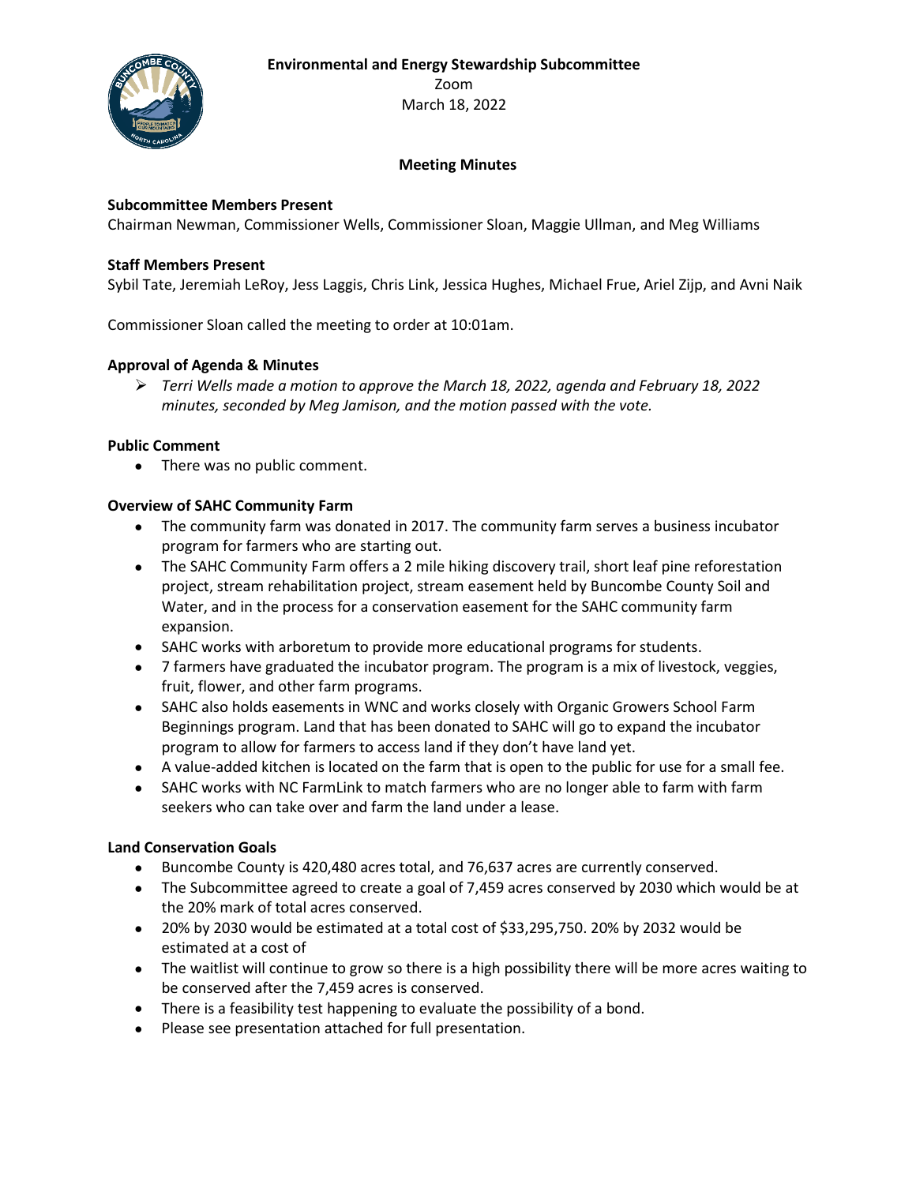**Environmental and Energy Stewardship Subcommittee**
Zoom
March 18, 2022

**Meeting Minutes**

**Subcommittee Members Present**
Chairman Newman, Commissioner Wells, Commissioner Sloan, Maggie Ullman, and Meg Williams

**Staff Members Present**
Sybil Tate, Jeremiah LeRoy, Jess Laggis, Chris Link, Jessica Hughes, Michael Frue, Ariel Zijp, and Avni Naik

Commissioner Sloan called the meeting to order at 10:01am.

**Approval of Agenda & Minutes**

- *Terri Wells made a motion to approve the March 18, 2022, agenda and February 18, 2022 minutes, seconded by Meg Jamison, and the motion passed with the vote.*

**Public Comment**

- There was no public comment.

**Overview of SAHC Community Farm**

- The community farm was donated in 2017. The community farm serves a business incubator program for farmers who are starting out.
- The SAHC Community Farm offers a 2 mile hiking discovery trail, short leaf pine reforestation project, stream rehabilitation project, stream easement held by Buncombe County Soil and Water, and in the process for a conservation easement for the SAHC community farm expansion.
- SAHC works with arboretum to provide more educational programs for students.
- 7 farmers have graduated the incubator program. The program is a mix of livestock, veggies, fruit, flower, and other farm programs.
- SAHC also holds easements in WNC and works closely with Organic Growers School Farm Beginnings program. Land that has been donated to SAHC will go to expand the incubator program to allow for farmers to access land if they don't have land yet.
- A value-added kitchen is located on the farm that is open to the public for use for a small fee.
- SAHC works with NC FarmLink to match farmers who are no longer able to farm with farm seekers who can take over and farm the land under a lease.

**Land Conservation Goals**

- Buncombe County is 420,480 acres total, and 76,637 acres are currently conserved.
- The Subcommittee agreed to create a goal of 7,459 acres conserved by 2030 which would be at the 20% mark of total acres conserved.
- 20% by 2030 would be estimated at a total cost of $33,295,750. 20% by 2032 would be estimated at a cost of
- The waitlist will continue to grow so there is a high possibility there will be more acres waiting to be conserved after the 7,459 acres is conserved.
- There is a feasibility test happening to evaluate the possibility of a bond.
- Please see presentation attached for full presentation.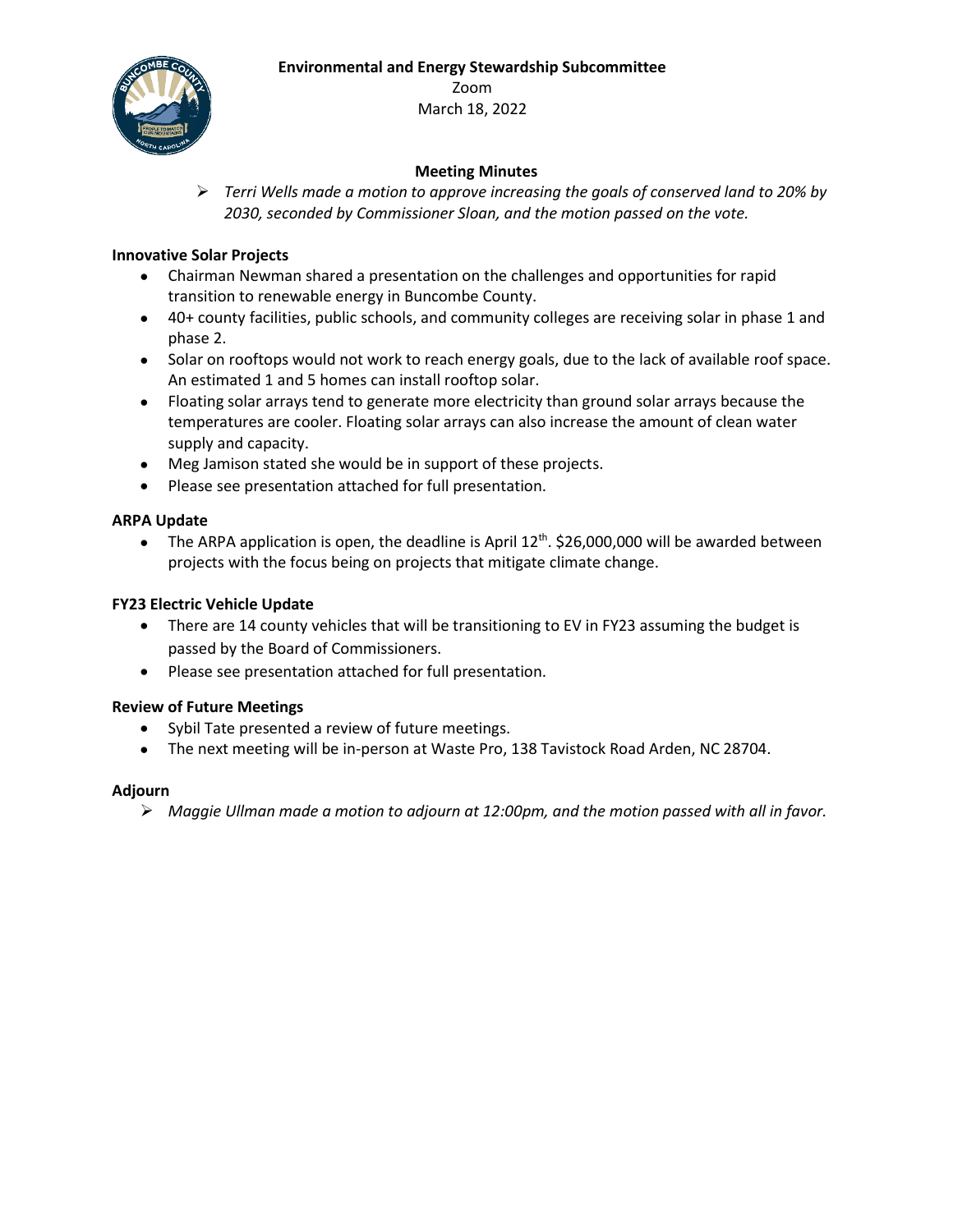**Environmental and Energy Stewardship Subcommittee**
Zoom
March 18, 2022

**Meeting Minutes**

- *Terri Wells made a motion to approve increasing the goals of conserved land to 20% by 2030, seconded by Commissioner Sloan, and the motion passed on the vote.*

**Innovative Solar Projects**

- Chairman Newman shared a presentation on the challenges and opportunities for rapid transition to renewable energy in Buncombe County.
- 40+ county facilities, public schools, and community colleges are receiving solar in phase 1 and phase 2.
- Solar on rooftops would not work to reach energy goals, due to the lack of available roof space. An estimated 1 and 5 homes can install rooftop solar.
- Floating solar arrays tend to generate more electricity than ground solar arrays because the temperatures are cooler. Floating solar arrays can also increase the amount of clean water supply and capacity.
- Meg Jamison stated she would be in support of these projects.
- Please see presentation attached for full presentation.

**ARPA Update**

- The ARPA application is open, the deadline is April 12th. $26,000,000 will be awarded between projects with the focus being on projects that mitigate climate change.

**FY23 Electric Vehicle Update**

- There are 14 county vehicles that will be transitioning to EV in FY23 assuming the budget is passed by the Board of Commissioners.
- Please see presentation attached for full presentation.

**Review of Future Meetings**

- Sybil Tate presented a review of future meetings.
- The next meeting will be in-person at Waste Pro, 138 Tavistock Road Arden, NC 28704.

**Adjourn**

- *Maggie Ullman made a motion to adjourn at 12:00pm, and the motion passed with all in favor.*